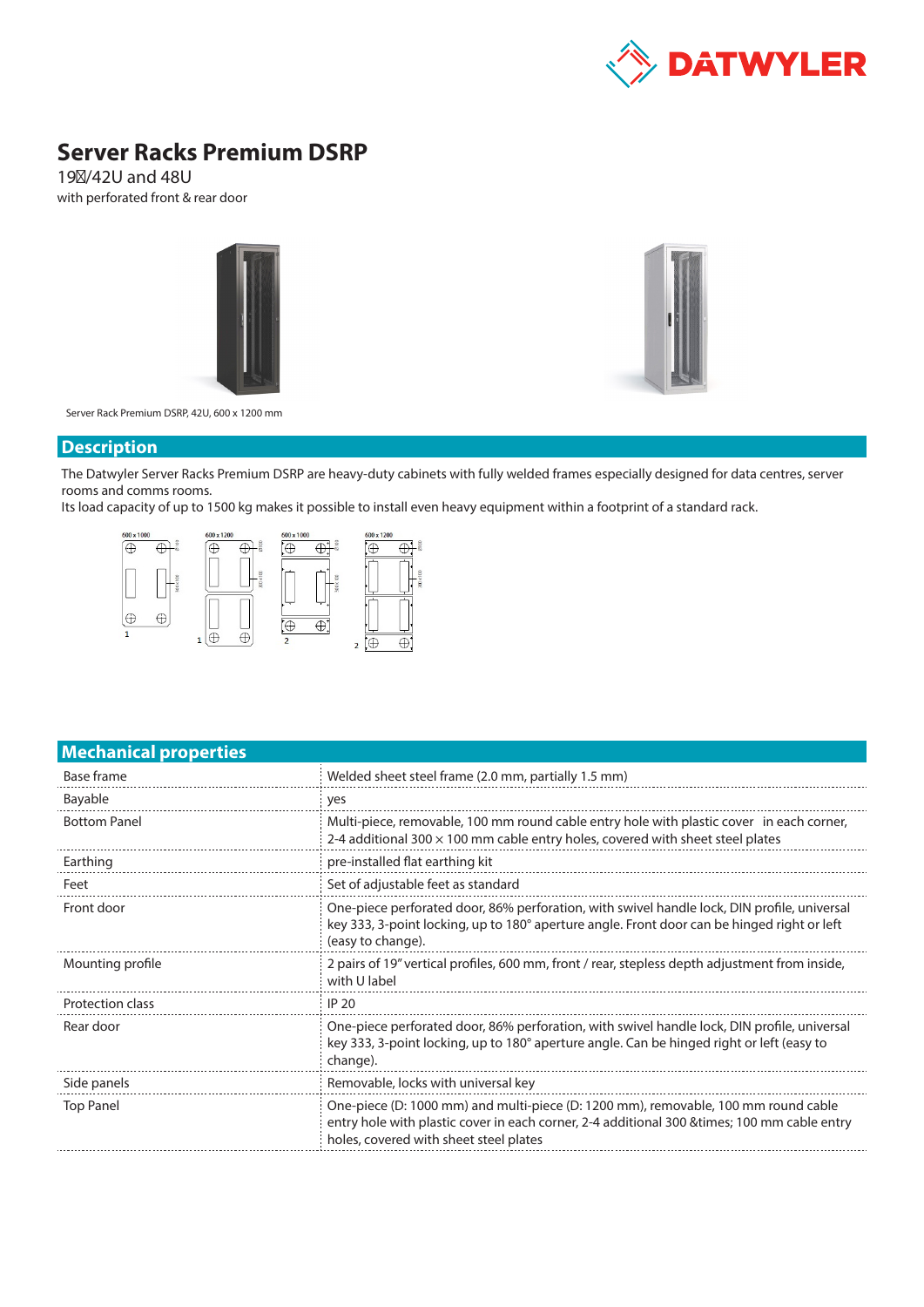# Server Racks Premium DSRP

19"/42U and 48U

with perforated front & rear door

Server Rack Premium DSRP, 42U, 600 x 1200 mm

## Description

The Datwyler Server Racks Premium DSRP are heavy-duty cabinets with fully welded frames especially designed for data centres, server rooms and comms rooms.

Its load capacity of up to 1500 kg makes it possible to install even heavy equipment within a footprint of a standard rack.

## Mechanical properties

| | |
|---|---|
| Base frame | Welded sheet steel frame (2.0 mm, partially 1.5 mm) |
| Bayable | yes |
| Bottom Panel | Multi-piece, removable, 100 mm round cable entry hole with plastic cover in each corner, 2-4 additional 300 × 100 mm cable entry holes, covered with sheet steel plates |
| Earthing | pre-installed flat earthing kit |
| Feet | Set of adjustable feet as standard |
| Front door | One-piece perforated door, 86% perforation, with swivel handle lock, DIN profile, universal key 333, 3-point locking, up to 180° aperture angle. Front door can be hinged right or left (easy to change). |
| Mounting profile | 2 pairs of 19" vertical profiles, 600 mm, front / rear, stepless depth adjustment from inside, with U label |
| Protection class | IP 20 |
| Rear door | One-piece perforated door, 86% perforation, with swivel handle lock, DIN profile, universal key 333, 3-point locking, up to 180° aperture angle. Can be hinged right or left (easy to change). |
| Side panels | Removable, locks with universal key |
| Top Panel | One-piece (D: 1000 mm) and multi-piece (D: 1200 mm), removable, 100 mm round cable entry hole with plastic cover in each corner, 2-4 additional 300 &times; 100 mm cable entry holes, covered with sheet steel plates |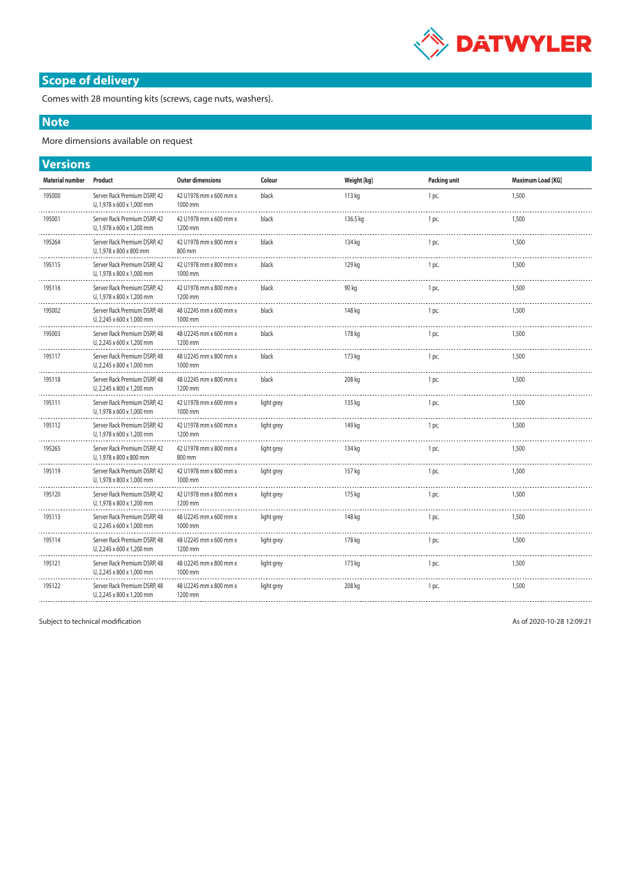## Scope of delivery

Comes with 28 mounting kits (screws, cage nuts, washers).

## Note

More dimensions available on request

## Versions

| Material number | Product | Outer dimensions | Colour | Weight [kg] | Packing unit | Maximum Load [KG] |
|---|---|---|---|---|---|---|
| 195000 | Server Rack Premium DSRP, 42 U, 1,978 x 600 x 1,000 mm | 42 U1978 mm x 600 mm x 1000 mm | black | 113 kg | 1 pc. | 1,500 |
| 195001 | Server Rack Premium DSRP, 42 U, 1,978 x 600 x 1,200 mm | 42 U1978 mm x 600 mm x 1200 mm | black | 136.5 kg | 1 pc. | 1,500 |
| 195264 | Server Rack Premium DSRP, 42 U, 1,978 x 800 x 800 mm | 42 U1978 mm x 800 mm x 800 mm | black | 134 kg | 1 pc. | 1,500 |
| 195115 | Server Rack Premium DSRP, 42 U, 1,978 x 800 x 1,000 mm | 42 U1978 mm x 800 mm x 1000 mm | black | 129 kg | 1 pc. | 1,500 |
| 195116 | Server Rack Premium DSRP, 42 U, 1,978 x 800 x 1,200 mm | 42 U1978 mm x 800 mm x 1200 mm | black | 90 kg | 1 pc. | 1,500 |
| 195002 | Server Rack Premium DSRP, 48 U, 2,245 x 600 x 1,000 mm | 48 U2245 mm x 600 mm x 1000 mm | black | 148 kg | 1 pc. | 1,500 |
| 195003 | Server Rack Premium DSRP, 48 U, 2,245 x 600 x 1,200 mm | 48 U2245 mm x 600 mm x 1200 mm | black | 178 kg | 1 pc. | 1,500 |
| 195117 | Server Rack Premium DSRP, 48 U, 2,245 x 800 x 1,000 mm | 48 U2245 mm x 800 mm x 1000 mm | black | 173 kg | 1 pc. | 1,500 |
| 195118 | Server Rack Premium DSRP, 48 U, 2,245 x 800 x 1,200 mm | 48 U2245 mm x 800 mm x 1200 mm | black | 208 kg | 1 pc. | 1,500 |
| 195111 | Server Rack Premium DSRP, 42 U, 1,978 x 600 x 1,000 mm | 42 U1978 mm x 600 mm x 1000 mm | light grey | 135 kg | 1 pc. | 1,500 |
| 195112 | Server Rack Premium DSRP, 42 U, 1,978 x 600 x 1,200 mm | 42 U1978 mm x 600 mm x 1200 mm | light grey | 149 kg | 1 pc. | 1,500 |
| 195265 | Server Rack Premium DSRP, 42 U, 1,978 x 800 x 800 mm | 42 U1978 mm x 800 mm x 800 mm | light grey | 134 kg | 1 pc. | 1,500 |
| 195119 | Server Rack Premium DSRP, 42 U, 1,978 x 800 x 1,000 mm | 42 U1978 mm x 800 mm x 1000 mm | light grey | 157 kg | 1 pc. | 1,500 |
| 195120 | Server Rack Premium DSRP, 42 U, 1,978 x 800 x 1,200 mm | 42 U1978 mm x 800 mm x 1200 mm | light grey | 175 kg | 1 pc. | 1,500 |
| 195113 | Server Rack Premium DSRP, 48 U, 2,245 x 600 x 1,000 mm | 48 U2245 mm x 600 mm x 1000 mm | light grey | 148 kg | 1 pc. | 1,500 |
| 195114 | Server Rack Premium DSRP, 48 U, 2,245 x 600 x 1,200 mm | 48 U2245 mm x 600 mm x 1200 mm | light grey | 178 kg | 1 pc. | 1,500 |
| 195121 | Server Rack Premium DSRP, 48 U, 2,245 x 800 x 1,000 mm | 48 U2245 mm x 800 mm x 1000 mm | light grey | 173 kg | 1 pc. | 1,500 |
| 195122 | Server Rack Premium DSRP, 48 U, 2,245 x 800 x 1,200 mm | 48 U2245 mm x 800 mm x 1200 mm | light grey | 208 kg | 1 pc. | 1,500 |

Subject to technical modification

As of 2020-10-28 12:09:21